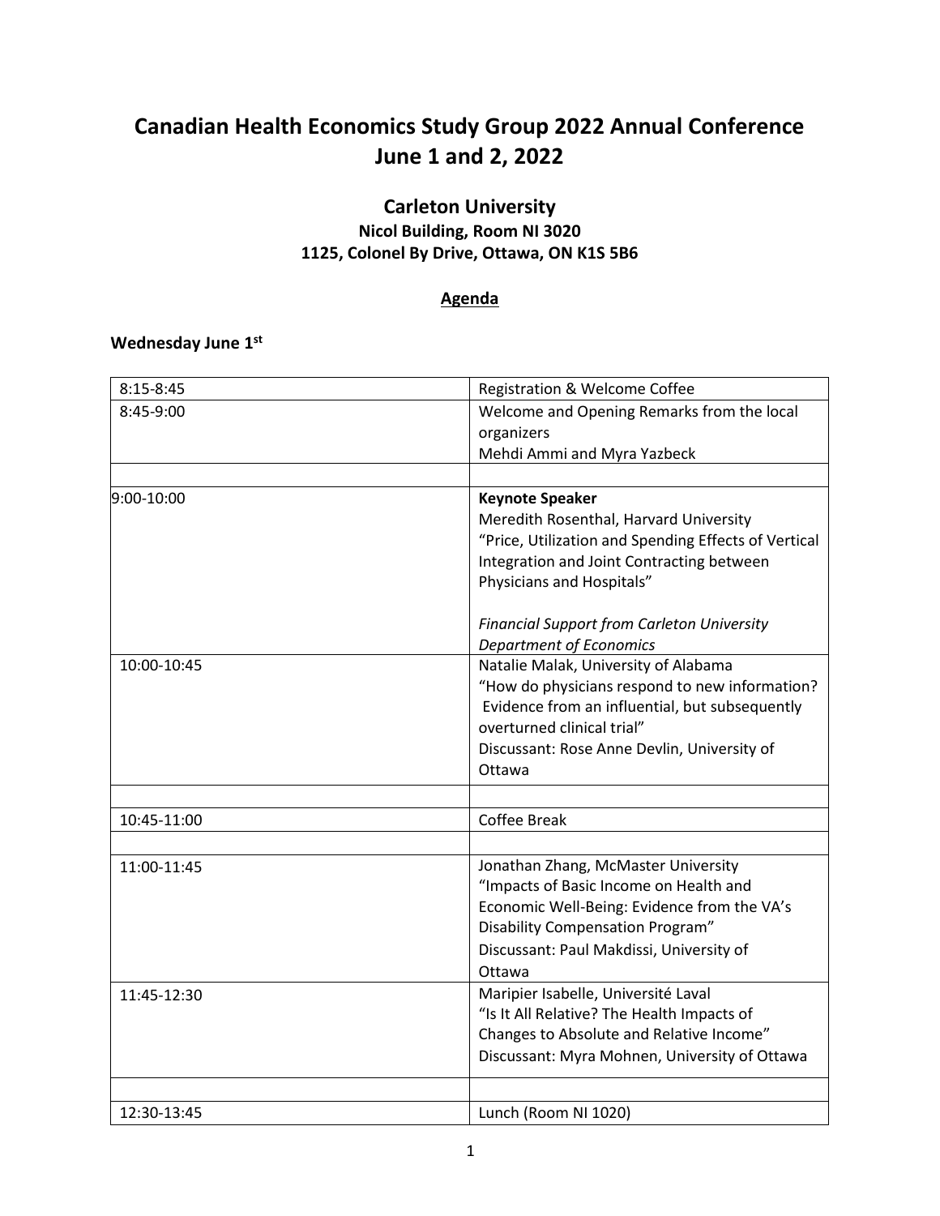# Canadian Health Economics Study Group 2022 Annual Conference
# June 1 and 2, 2022

## Carleton University

### Nicol Building, Room NI 3020
### 1125, Colonel By Drive, Ottawa, ON K1S 5B6

### Agenda

#### Wednesday June 1st

| | |
|---|---|
| 8:15-8:45 | Registration & Welcome Coffee |
| 8:45-9:00 | Welcome and Opening Remarks from the local organizers<br>Mehdi Ammi and Myra Yazbeck |
| | |
| 9:00-10:00 | **Keynote Speaker**<br>Meredith Rosenthal, Harvard University<br>"Price, Utilization and Spending Effects of Vertical Integration and Joint Contracting between Physicians and Hospitals"<br><br>*Financial Support from Carleton University Department of Economics* |
| 10:00-10:45 | Natalie Malak, University of Alabama<br>"How do physicians respond to new information? Evidence from an influential, but subsequently overturned clinical trial"<br>Discussant: Rose Anne Devlin, University of Ottawa |
| | |
| 10:45-11:00 | Coffee Break |
| | |
| 11:00-11:45 | Jonathan Zhang, McMaster University<br>"Impacts of Basic Income on Health and Economic Well-Being: Evidence from the VA's Disability Compensation Program"<br>Discussant: Paul Makdissi, University of Ottawa |
| 11:45-12:30 | Maripier Isabelle, Université Laval<br>"Is It All Relative? The Health Impacts of Changes to Absolute and Relative Income"<br>Discussant: Myra Mohnen, University of Ottawa |
| | |
| 12:30-13:45 | Lunch (Room NI 1020) |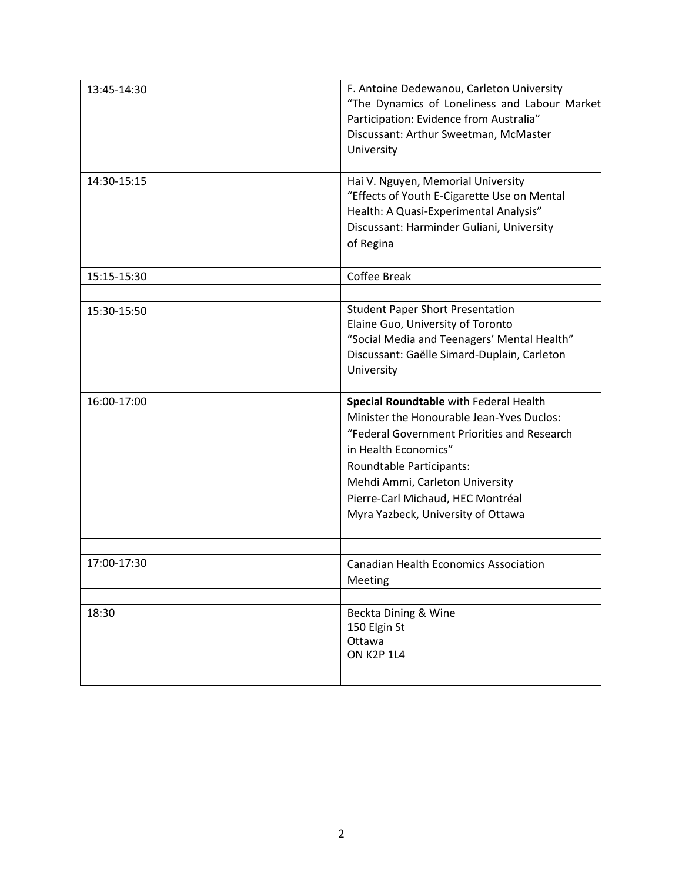| | |
|---|---|
| 13:45-14:30 | F. Antoine Dedewanou, Carleton University<br>“The Dynamics of Loneliness and Labour Market Participation: Evidence from Australia”<br>Discussant: Arthur Sweetman, McMaster University |
| 14:30-15:15 | Hai V. Nguyen, Memorial University<br>“Effects of Youth E-Cigarette Use on Mental Health: A Quasi-Experimental Analysis”<br>Discussant: Harminder Guliani, University of Regina |
| | |
| 15:15-15:30 | Coffee Break |
| | |
| 15:30-15:50 | Student Paper Short Presentation<br>Elaine Guo, University of Toronto<br>“Social Media and Teenagers’ Mental Health”<br>Discussant: Gaëlle Simard-Duplain, Carleton University |
| 16:00-17:00 | **Special Roundtable** with Federal Health Minister the Honourable Jean-Yves Duclos:<br>“Federal Government Priorities and Research in Health Economics”<br>Roundtable Participants:<br>Mehdi Ammi, Carleton University<br>Pierre-Carl Michaud, HEC Montréal<br>Myra Yazbeck, University of Ottawa |
| | |
| 17:00-17:30 | Canadian Health Economics Association Meeting |
| | |
| 18:30 | Beckta Dining & Wine<br>150 Elgin St<br>Ottawa<br>ON K2P 1L4 |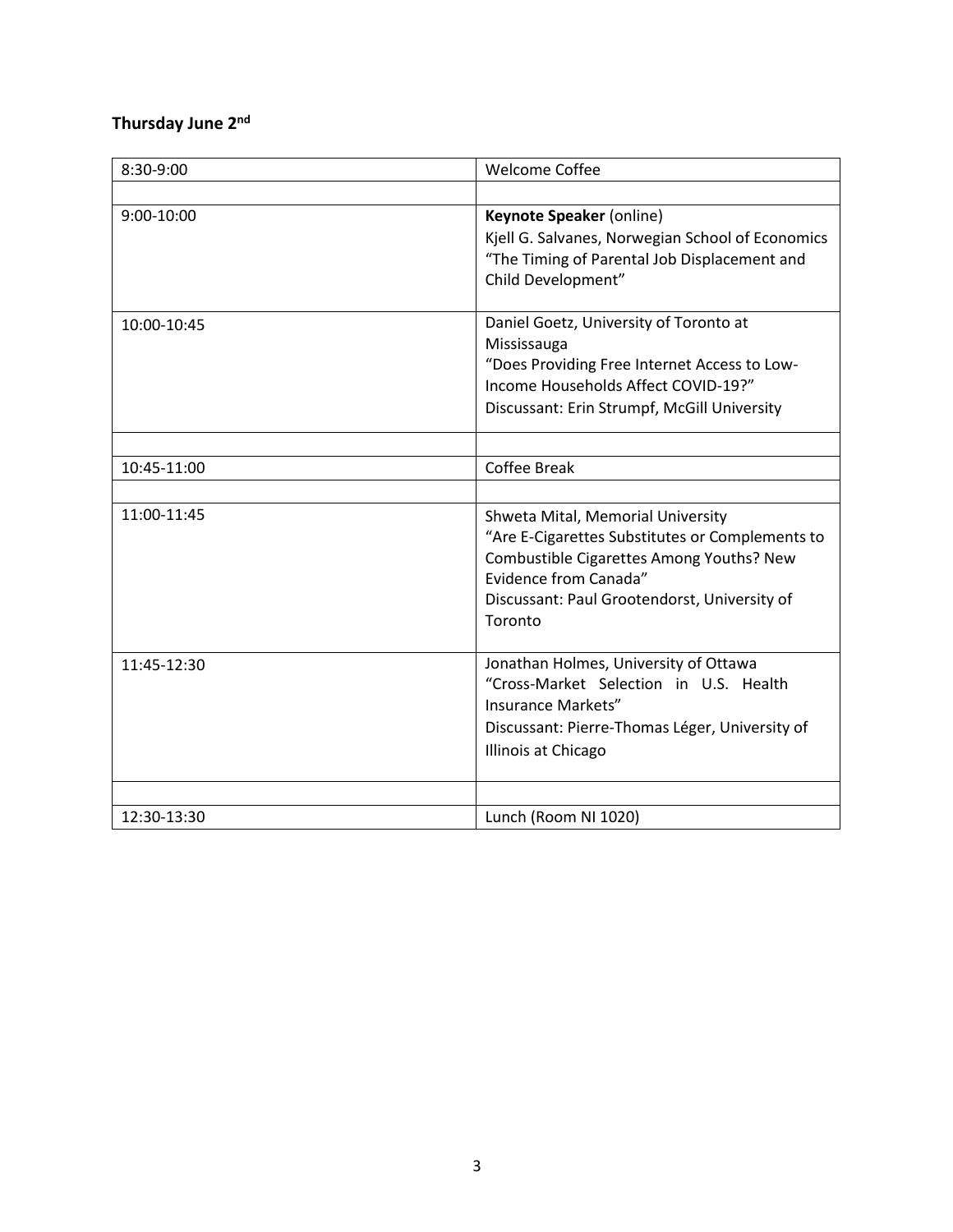**Thursday June 2nd**

| | |
|---|---|
| 8:30-9:00 | Welcome Coffee |
| | |
| 9:00-10:00 | **Keynote Speaker** (online)<br>Kjell G. Salvanes, Norwegian School of Economics<br>"The Timing of Parental Job Displacement and Child Development" |
| 10:00-10:45 | Daniel Goetz, University of Toronto at Mississauga<br>"Does Providing Free Internet Access to Low-Income Households Affect COVID-19?"<br>Discussant: Erin Strumpf, McGill University |
| | |
| 10:45-11:00 | Coffee Break |
| | |
| 11:00-11:45 | Shweta Mital, Memorial University<br>"Are E-Cigarettes Substitutes or Complements to Combustible Cigarettes Among Youths? New Evidence from Canada"<br>Discussant: Paul Grootendorst, University of Toronto |
| 11:45-12:30 | Jonathan Holmes, University of Ottawa<br>"Cross-Market Selection in U.S. Health Insurance Markets"<br>Discussant: Pierre-Thomas Léger, University of Illinois at Chicago |
| | |
| 12:30-13:30 | Lunch (Room NI 1020) |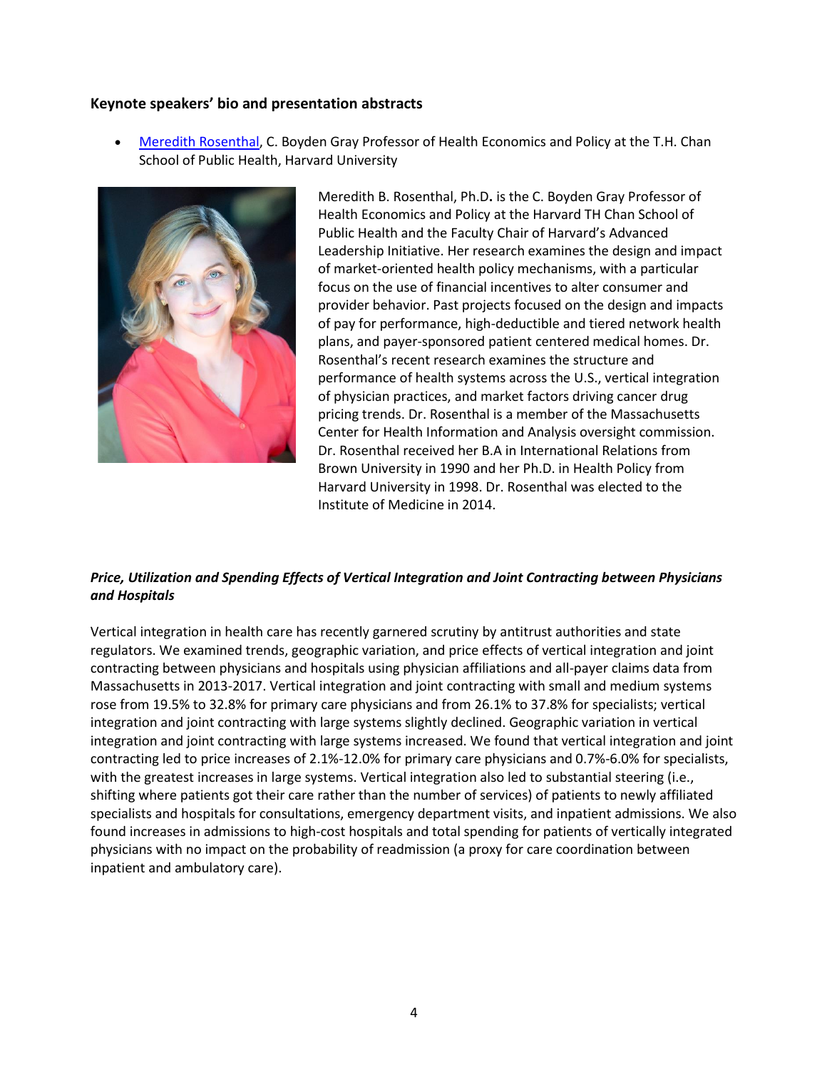**Keynote speakers' bio and presentation abstracts**

- Meredith Rosenthal, C. Boyden Gray Professor of Health Economics and Policy at the T.H. Chan School of Public Health, Harvard University

Meredith B. Rosenthal, Ph.D**.** is the C. Boyden Gray Professor of Health Economics and Policy at the Harvard TH Chan School of Public Health and the Faculty Chair of Harvard's Advanced Leadership Initiative. Her research examines the design and impact of market-oriented health policy mechanisms, with a particular focus on the use of financial incentives to alter consumer and provider behavior. Past projects focused on the design and impacts of pay for performance, high-deductible and tiered network health plans, and payer-sponsored patient centered medical homes. Dr. Rosenthal's recent research examines the structure and performance of health systems across the U.S., vertical integration of physician practices, and market factors driving cancer drug pricing trends. Dr. Rosenthal is a member of the Massachusetts Center for Health Information and Analysis oversight commission. Dr. Rosenthal received her B.A in International Relations from Brown University in 1990 and her Ph.D. in Health Policy from Harvard University in 1998. Dr. Rosenthal was elected to the Institute of Medicine in 2014.

***Price, Utilization and Spending Effects of Vertical Integration and Joint Contracting between Physicians and Hospitals***

Vertical integration in health care has recently garnered scrutiny by antitrust authorities and state regulators. We examined trends, geographic variation, and price effects of vertical integration and joint contracting between physicians and hospitals using physician affiliations and all-payer claims data from Massachusetts in 2013-2017. Vertical integration and joint contracting with small and medium systems rose from 19.5% to 32.8% for primary care physicians and from 26.1% to 37.8% for specialists; vertical integration and joint contracting with large systems slightly declined. Geographic variation in vertical integration and joint contracting with large systems increased. We found that vertical integration and joint contracting led to price increases of 2.1%-12.0% for primary care physicians and 0.7%-6.0% for specialists, with the greatest increases in large systems. Vertical integration also led to substantial steering (i.e., shifting where patients got their care rather than the number of services) of patients to newly affiliated specialists and hospitals for consultations, emergency department visits, and inpatient admissions. We also found increases in admissions to high-cost hospitals and total spending for patients of vertically integrated physicians with no impact on the probability of readmission (a proxy for care coordination between inpatient and ambulatory care).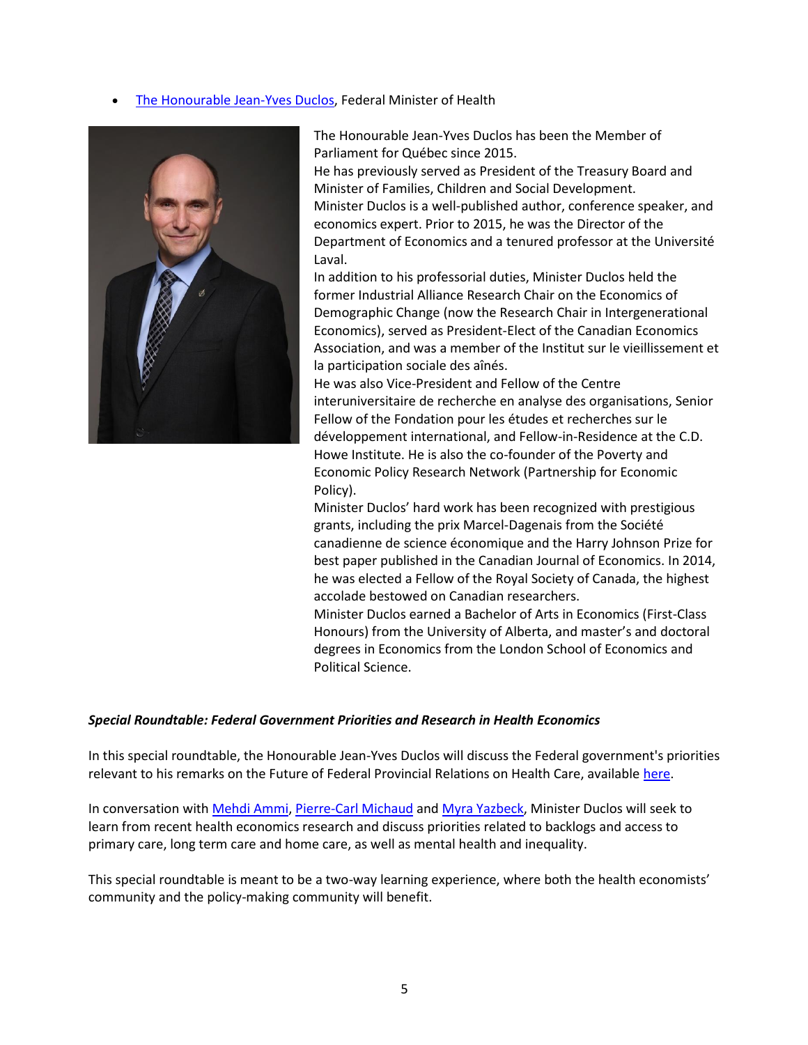- [The Honourable Jean-Yves Duclos](), Federal Minister of Health

The Honourable Jean-Yves Duclos has been the Member of Parliament for Québec since 2015.
He has previously served as President of the Treasury Board and Minister of Families, Children and Social Development.
Minister Duclos is a well-published author, conference speaker, and economics expert. Prior to 2015, he was the Director of the Department of Economics and a tenured professor at the Université Laval.
In addition to his professorial duties, Minister Duclos held the former Industrial Alliance Research Chair on the Economics of Demographic Change (now the Research Chair in Intergenerational Economics), served as President-Elect of the Canadian Economics Association, and was a member of the Institut sur le vieillissement et la participation sociale des aînés.
He was also Vice-President and Fellow of the Centre interuniversitaire de recherche en analyse des organisations, Senior Fellow of the Fondation pour les études et recherches sur le développement international, and Fellow-in-Residence at the C.D. Howe Institute. He is also the co-founder of the Poverty and Economic Policy Research Network (Partnership for Economic Policy).
Minister Duclos' hard work has been recognized with prestigious grants, including the prix Marcel-Dagenais from the Société canadienne de science économique and the Harry Johnson Prize for best paper published in the Canadian Journal of Economics. In 2014, he was elected a Fellow of the Royal Society of Canada, the highest accolade bestowed on Canadian researchers.
Minister Duclos earned a Bachelor of Arts in Economics (First-Class Honours) from the University of Alberta, and master's and doctoral degrees in Economics from the London School of Economics and Political Science.

***Special Roundtable: Federal Government Priorities and Research in Health Economics***

In this special roundtable, the Honourable Jean-Yves Duclos will discuss the Federal government's priorities relevant to his remarks on the Future of Federal Provincial Relations on Health Care, available [here]().

In conversation with [Mehdi Ammi](), [Pierre-Carl Michaud]() and [Myra Yazbeck](), Minister Duclos will seek to learn from recent health economics research and discuss priorities related to backlogs and access to primary care, long term care and home care, as well as mental health and inequality.

This special roundtable is meant to be a two-way learning experience, where both the health economists' community and the policy-making community will benefit.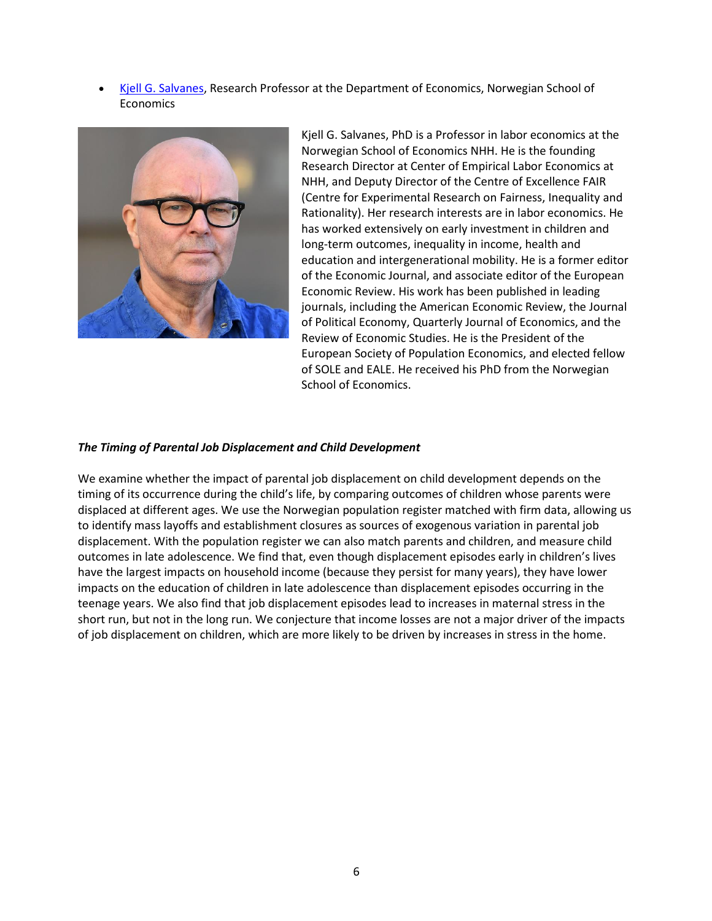- [Kjell G. Salvanes](), Research Professor at the Department of Economics, Norwegian School of Economics

Kjell G. Salvanes, PhD is a Professor in labor economics at the Norwegian School of Economics NHH. He is the founding Research Director at Center of Empirical Labor Economics at NHH, and Deputy Director of the Centre of Excellence FAIR (Centre for Experimental Research on Fairness, Inequality and Rationality). Her research interests are in labor economics. He has worked extensively on early investment in children and long-term outcomes, inequality in income, health and education and intergenerational mobility. He is a former editor of the Economic Journal, and associate editor of the European Economic Review. His work has been published in leading journals, including the American Economic Review, the Journal of Political Economy, Quarterly Journal of Economics, and the Review of Economic Studies. He is the President of the European Society of Population Economics, and elected fellow of SOLE and EALE. He received his PhD from the Norwegian School of Economics.

***The Timing of Parental Job Displacement and Child Development***

We examine whether the impact of parental job displacement on child development depends on the timing of its occurrence during the child's life, by comparing outcomes of children whose parents were displaced at different ages. We use the Norwegian population register matched with firm data, allowing us to identify mass layoffs and establishment closures as sources of exogenous variation in parental job displacement. With the population register we can also match parents and children, and measure child outcomes in late adolescence. We find that, even though displacement episodes early in children's lives have the largest impacts on household income (because they persist for many years), they have lower impacts on the education of children in late adolescence than displacement episodes occurring in the teenage years. We also find that job displacement episodes lead to increases in maternal stress in the short run, but not in the long run. We conjecture that income losses are not a major driver of the impacts of job displacement on children, which are more likely to be driven by increases in stress in the home.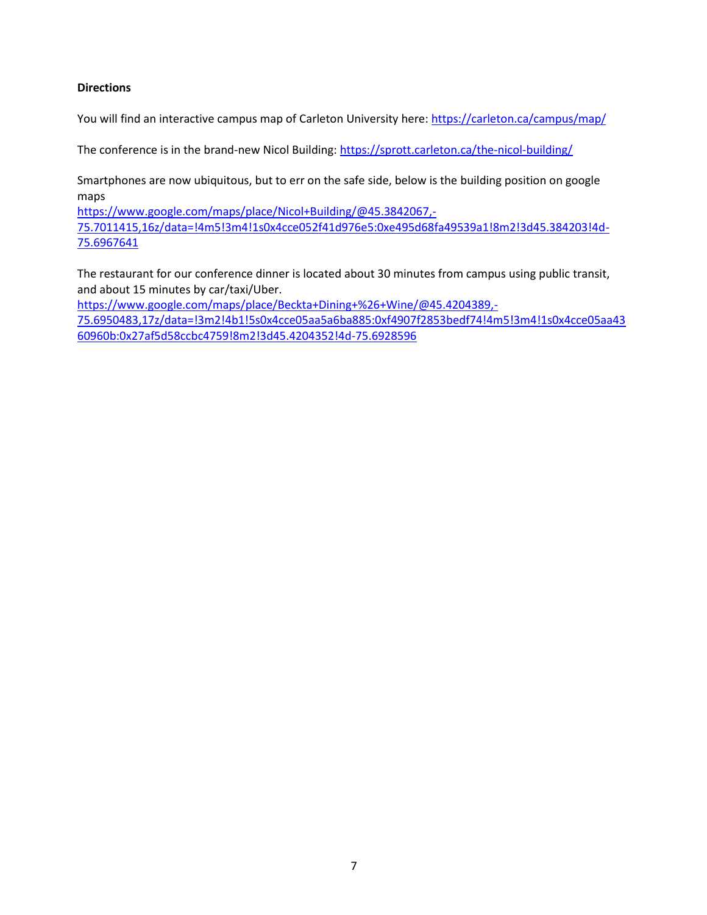**Directions**

You will find an interactive campus map of Carleton University here: https://carleton.ca/campus/map/

The conference is in the brand-new Nicol Building: https://sprott.carleton.ca/the-nicol-building/

Smartphones are now ubiquitous, but to err on the safe side, below is the building position on google maps
https://www.google.com/maps/place/Nicol+Building/@45.3842067,-75.7011415,16z/data=!4m5!3m4!1s0x4cce052f41d976e5:0xe495d68fa49539a1!8m2!3d45.384203!4d-75.6967641

The restaurant for our conference dinner is located about 30 minutes from campus using public transit, and about 15 minutes by car/taxi/Uber.
https://www.google.com/maps/place/Beckta+Dining+%26+Wine/@45.4204389,-75.6950483,17z/data=!3m2!4b1!5s0x4cce05aa5a6ba885:0xf4907f2853bedf74!4m5!3m4!1s0x4cce05aa4360960b:0x27af5d58ccbc4759!8m2!3d45.4204352!4d-75.6928596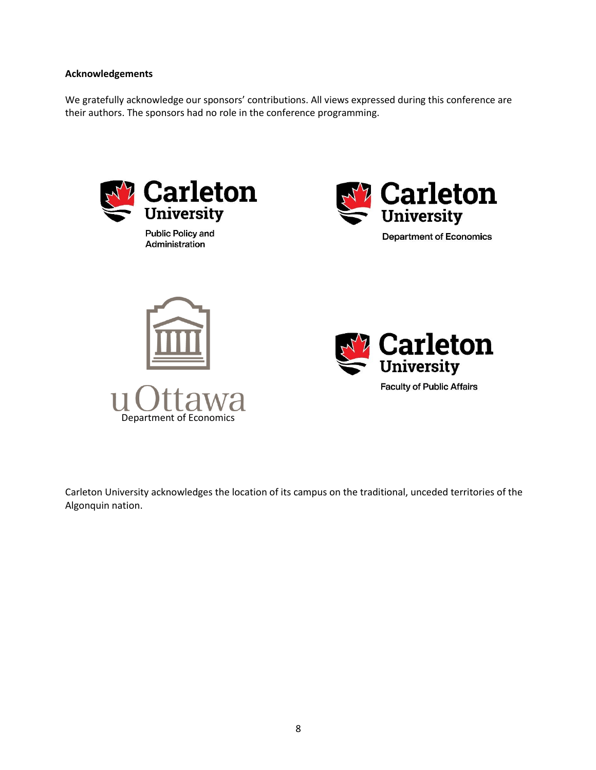**Acknowledgements**

We gratefully acknowledge our sponsors' contributions. All views expressed during this conference are their authors. The sponsors had no role in the conference programming.

Carleton University
Public Policy and Administration

Carleton University
Department of Economics

uOttawa
Department of Economics

Carleton University
Faculty of Public Affairs

Carleton University acknowledges the location of its campus on the traditional, unceded territories of the Algonquin nation.